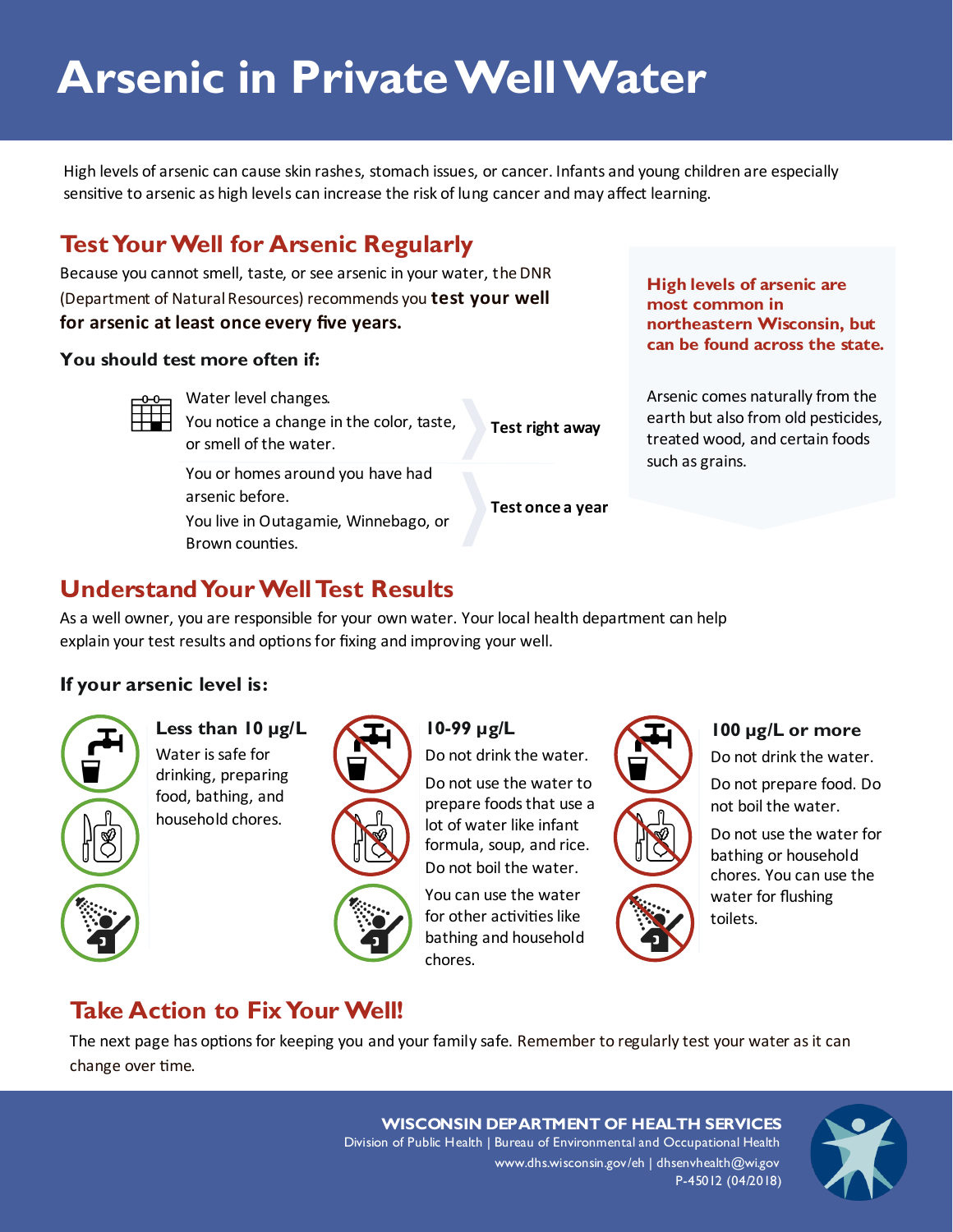# Arsenic in Private Well Water

High levels of arsenic can cause skin rashes, stomach issues, or cancer. Infants and young children are especially sensitive to arsenic as high levels can increase the risk of lung cancer and may affect learning.

## Test Your Well for Arsenic Regularly

Because you cannot smell, taste, or see arsenic in your water, the DNR (Department of Natural Resources) recommends you **test your well for arsenic at least once every five years.**

### You should test more often if:

- Water level changes.
- You notice a change in the color, taste, or smell of the water.

→ **Test right away**

- You or homes around you have had arsenic before.
- You live in Outagamie, Winnebago, or Brown counties.

→ **Test once a year**

**High levels of arsenic are most common in northeastern Wisconsin, but can be found across the state.**

Arsenic comes naturally from the earth but also from old pesticides, treated wood, and certain foods such as grains.

## Understand Your Well Test Results

As a well owner, you are responsible for your own water. Your local health department can help explain your test results and options for fixing and improving your well.

### If your arsenic level is:

**Less than 10 µg/L**

Water is safe for drinking, preparing food, bathing, and household chores.

**10-99 µg/L**

Do not drink the water.

Do not use the water to prepare foods that use a lot of water like infant formula, soup, and rice.

Do not boil the water.

You can use the water for other activities like bathing and household chores.

**100 µg/L or more**

Do not drink the water.

Do not prepare food. Do not boil the water.

Do not use the water for bathing or household chores. You can use the water for flushing toilets.

## Take Action to Fix Your Well!

The next page has options for keeping you and your family safe. Remember to regularly test your water as it can change over time.

**WISCONSIN DEPARTMENT OF HEALTH SERVICES**
Division of Public Health | Bureau of Environmental and Occupational Health
www.dhs.wisconsin.gov/eh | dhsenvhealth@wi.gov
P-45012 (04/2018)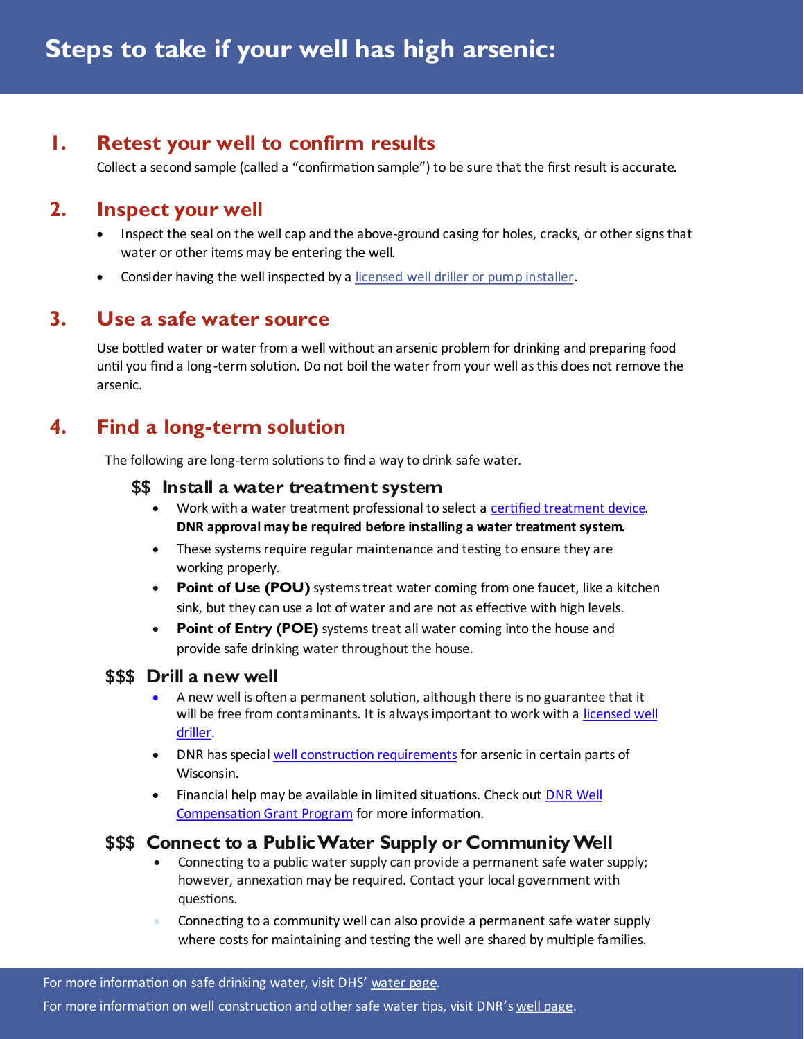# Steps to take if your well has high arsenic:

## 1. Retest your well to confirm results

Collect a second sample (called a "confirmation sample") to be sure that the first result is accurate.

## 2. Inspect your well

- Inspect the seal on the well cap and the above-ground casing for holes, cracks, or other signs that water or other items may be entering the well.
- Consider having the well inspected by a licensed well driller or pump installer.

## 3. Use a safe water source

Use bottled water or water from a well without an arsenic problem for drinking and preparing food until you find a long-term solution. Do not boil the water from your well as this does not remove the arsenic.

## 4. Find a long-term solution

The following are long-term solutions to find a way to drink safe water.

### $$ Install a water treatment system

- Work with a water treatment professional to select a certified treatment device. **DNR approval may be required before installing a water treatment system.**
- These systems require regular maintenance and testing to ensure they are working properly.
- **Point of Use (POU)** systems treat water coming from one faucet, like a kitchen sink, but they can use a lot of water and are not as effective with high levels.
- **Point of Entry (POE)** systems treat all water coming into the house and provide safe drinking water throughout the house.

### $$$ Drill a new well

- A new well is often a permanent solution, although there is no guarantee that it will be free from contaminants. It is always important to work with a licensed well driller.
- DNR has special well construction requirements for arsenic in certain parts of Wisconsin.
- Financial help may be available in limited situations. Check out DNR Well Compensation Grant Program for more information.

### $$$ Connect to a Public Water Supply or Community Well

- Connecting to a public water supply can provide a permanent safe water supply; however, annexation may be required. Contact your local government with questions.
- Connecting to a community well can also provide a permanent safe water supply where costs for maintaining and testing the well are shared by multiple families.

For more information on safe drinking water, visit DHS' water page.

For more information on well construction and other safe water tips, visit DNR's well page.